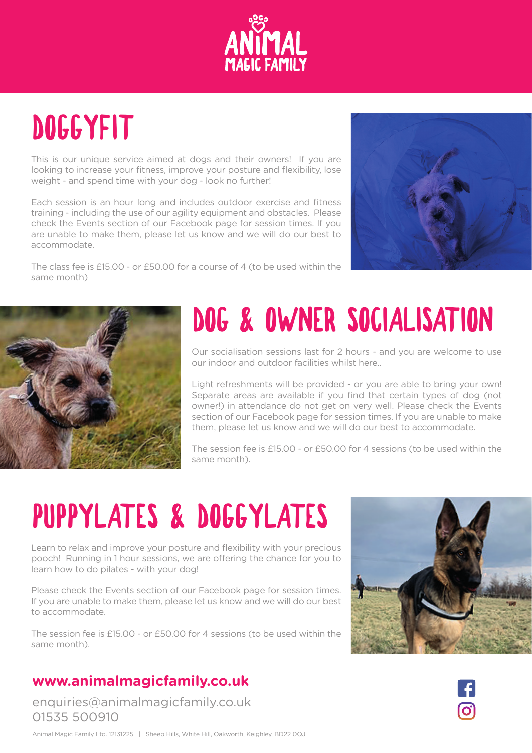# ANIMAL MAGIC FAMILY

## DOGGYFIT

This is our unique service aimed at dogs and their owners! If you are looking to increase your fitness, improve your posture and flexibility, lose weight - and spend time with your dog - look no further!

Each session is an hour long and includes outdoor exercise and fitness training - including the use of our agility equipment and obstacles. Please check the Events section of our Facebook page for session times. If you are unable to make them, please let us know and we will do our best to accommodate.

The class fee is £15.00 - or £50.00 for a course of 4 (to be used within the same month)

## DOG & OWNER SOCIALISATION

Our socialisation sessions last for 2 hours - and you are welcome to use our indoor and outdoor facilities whilst here..

Light refreshments will be provided - or you are able to bring your own! Separate areas are available if you find that certain types of dog (not owner!) in attendance do not get on very well. Please check the Events section of our Facebook page for session times. If you are unable to make them, please let us know and we will do our best to accommodate.

The session fee is £15.00 - or £50.00 for 4 sessions (to be used within the same month).

## PUPPYLATES & DOGGYLATES

Learn to relax and improve your posture and flexibility with your precious pooch! Running in 1 hour sessions, we are offering the chance for you to learn how to do pilates - with your dog!

Please check the Events section of our Facebook page for session times. If you are unable to make them, please let us know and we will do our best to accommodate.

The session fee is £15.00 - or £50.00 for 4 sessions (to be used within the same month).

**www.animalmagicfamily.co.uk**

enquiries@animalmagicfamily.co.uk
01535 500910

Animal Magic Family Ltd. 12131225 | Sheep Hills, White Hill, Oakworth, Keighley, BD22 0QJ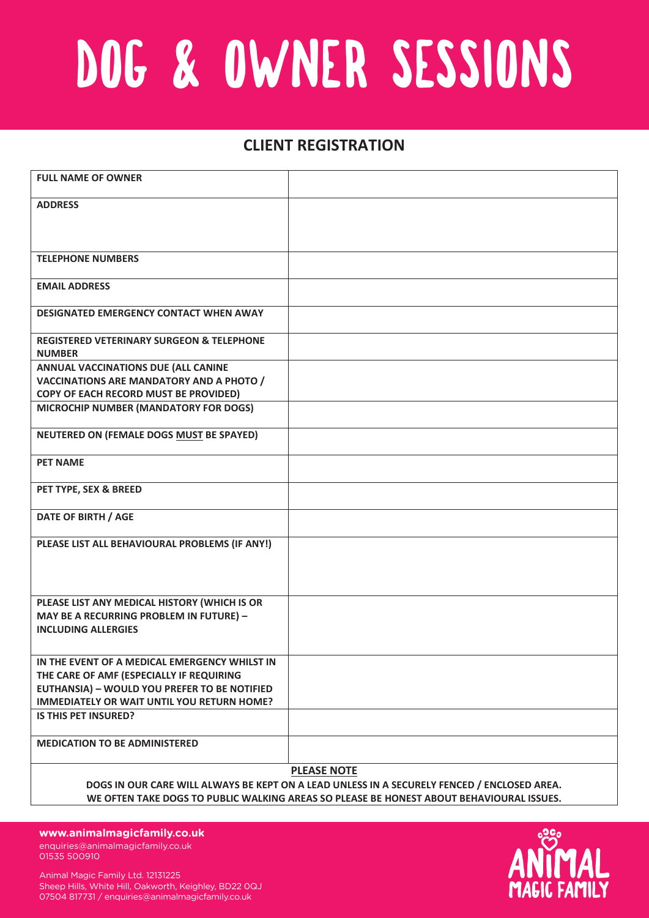# DOG & OWNER SESSIONS

## CLIENT REGISTRATION

| | |
|---|---|
| **FULL NAME OF OWNER** | |
| **ADDRESS** | |
| **TELEPHONE NUMBERS** | |
| **EMAIL ADDRESS** | |
| **DESIGNATED EMERGENCY CONTACT WHEN AWAY** | |
| **REGISTERED VETERINARY SURGEON & TELEPHONE NUMBER** | |
| **ANNUAL VACCINATIONS DUE (ALL CANINE VACCINATIONS ARE MANDATORY AND A PHOTO / COPY OF EACH RECORD MUST BE PROVIDED)** | |
| **MICROCHIP NUMBER (MANDATORY FOR DOGS)** | |
| **NEUTERED ON (FEMALE DOGS MUST BE SPAYED)** | |
| **PET NAME** | |
| **PET TYPE, SEX & BREED** | |
| **DATE OF BIRTH / AGE** | |
| **PLEASE LIST ALL BEHAVIOURAL PROBLEMS (IF ANY!)** | |
| **PLEASE LIST ANY MEDICAL HISTORY (WHICH IS OR MAY BE A RECURRING PROBLEM IN FUTURE) – INCLUDING ALLERGIES** | |
| **IN THE EVENT OF A MEDICAL EMERGENCY WHILST IN THE CARE OF AMF (ESPECIALLY IF REQUIRING EUTHANSIA) – WOULD YOU PREFER TO BE NOTIFIED IMMEDIATELY OR WAIT UNTIL YOU RETURN HOME?** | |
| **IS THIS PET INSURED?** | |
| **MEDICATION TO BE ADMINISTERED** | |

**PLEASE NOTE**

**DOGS IN OUR CARE WILL ALWAYS BE KEPT ON A LEAD UNLESS IN A SECURELY FENCED / ENCLOSED AREA.**
**WE OFTEN TAKE DOGS TO PUBLIC WALKING AREAS SO PLEASE BE HONEST ABOUT BEHAVIOURAL ISSUES.**

**www.animalmagicfamily.co.uk**
enquiries@animalmagicfamily.co.uk
01535 500910

Animal Magic Family Ltd. 12131225
Sheep Hills, White Hill, Oakworth, Keighley, BD22 0QJ
07504 817731 / enquiries@animalmagicfamily.co.uk

ANIMAL MAGIC FAMILY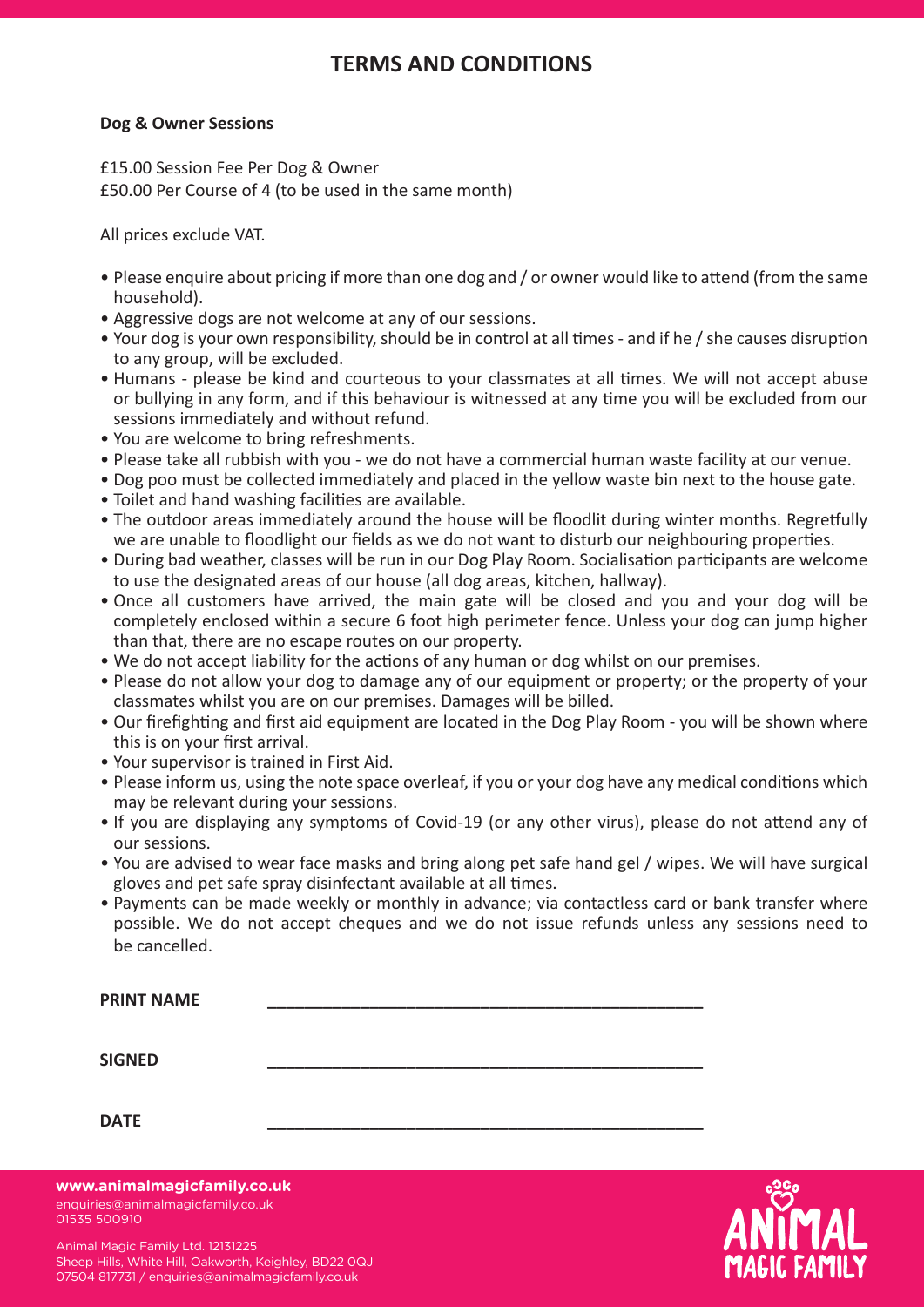# TERMS AND CONDITIONS

**Dog & Owner Sessions**

£15.00 Session Fee Per Dog & Owner
£50.00 Per Course of 4 (to be used in the same month)

All prices exclude VAT.

- Please enquire about pricing if more than one dog and / or owner would like to attend (from the same household).
- Aggressive dogs are not welcome at any of our sessions.
- Your dog is your own responsibility, should be in control at all times - and if he / she causes disruption to any group, will be excluded.
- Humans - please be kind and courteous to your classmates at all times. We will not accept abuse or bullying in any form, and if this behaviour is witnessed at any time you will be excluded from our sessions immediately and without refund.
- You are welcome to bring refreshments.
- Please take all rubbish with you - we do not have a commercial human waste facility at our venue.
- Dog poo must be collected immediately and placed in the yellow waste bin next to the house gate.
- Toilet and hand washing facilities are available.
- The outdoor areas immediately around the house will be floodlit during winter months. Regretfully we are unable to floodlight our fields as we do not want to disturb our neighbouring properties.
- During bad weather, classes will be run in our Dog Play Room. Socialisation participants are welcome to use the designated areas of our house (all dog areas, kitchen, hallway).
- Once all customers have arrived, the main gate will be closed and you and your dog will be completely enclosed within a secure 6 foot high perimeter fence. Unless your dog can jump higher than that, there are no escape routes on our property.
- We do not accept liability for the actions of any human or dog whilst on our premises.
- Please do not allow your dog to damage any of our equipment or property; or the property of your classmates whilst you are on our premises. Damages will be billed.
- Our firefighting and first aid equipment are located in the Dog Play Room - you will be shown where this is on your first arrival.
- Your supervisor is trained in First Aid.
- Please inform us, using the note space overleaf, if you or your dog have any medical conditions which may be relevant during your sessions.
- If you are displaying any symptoms of Covid-19 (or any other virus), please do not attend any of our sessions.
- You are advised to wear face masks and bring along pet safe hand gel / wipes. We will have surgical gloves and pet safe spray disinfectant available at all times.
- Payments can be made weekly or monthly in advance; via contactless card or bank transfer where possible. We do not accept cheques and we do not issue refunds unless any sessions need to be cancelled.

**PRINT NAME** ______________________________________________

**SIGNED** ______________________________________________

**DATE** ______________________________________________

**www.animalmagicfamily.co.uk**
enquiries@animalmagicfamily.co.uk
01535 500910

Animal Magic Family Ltd. 12131225
Sheep Hills, White Hill, Oakworth, Keighley, BD22 0QJ
07504 817731 / enquiries@animalmagicfamily.co.uk

ANIMAL MAGIC FAMILY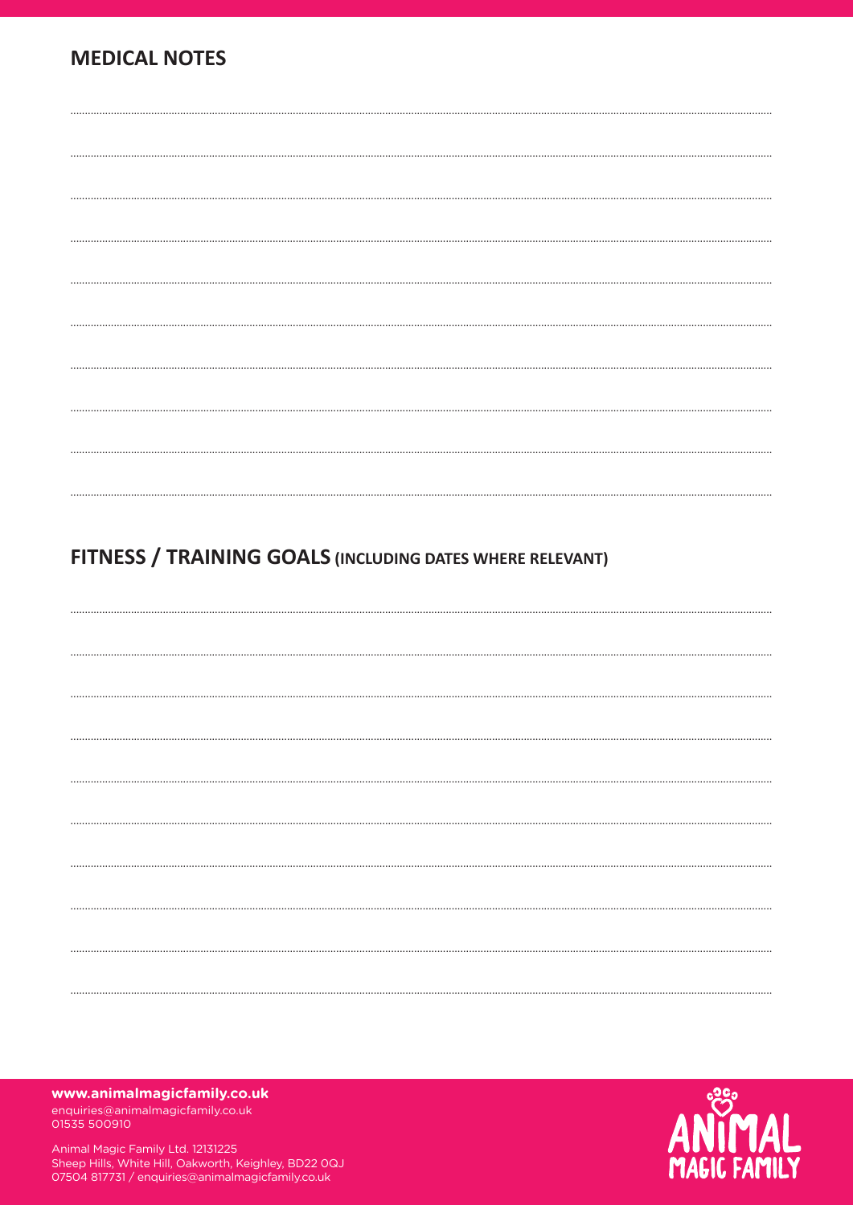## MEDICAL NOTES

## FITNESS / TRAINING GOALS (INCLUDING DATES WHERE RELEVANT)

**www.animalmagicfamily.co.uk**
enquiries@animalmagicfamily.co.uk
01535 500910

Animal Magic Family Ltd. 12131225
Sheep Hills, White Hill, Oakworth, Keighley, BD22 0QJ
07504 817731 / enquiries@animalmagicfamily.co.uk

ANIMAL MAGIC FAMILY